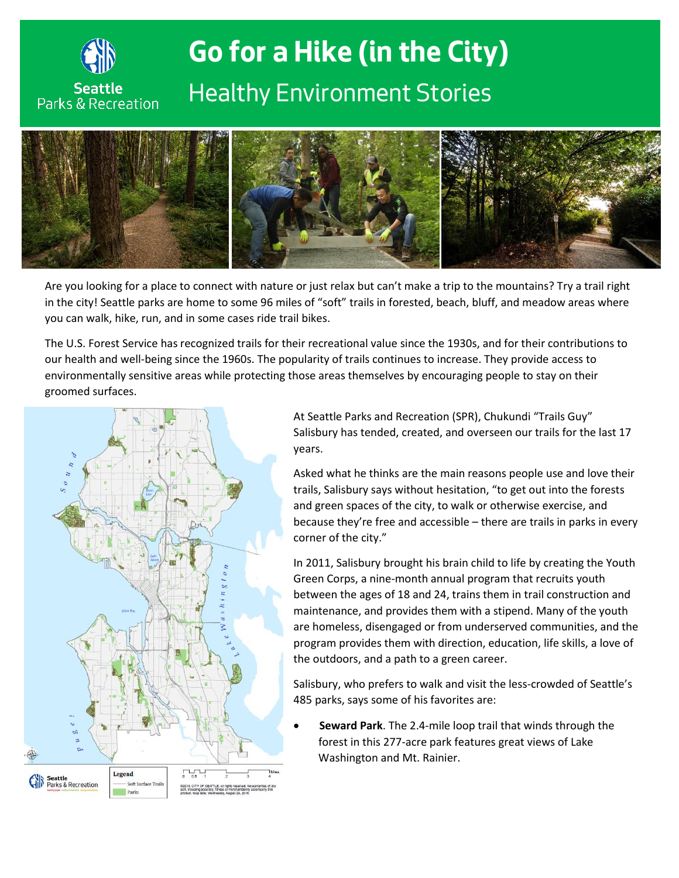# Go for a Hike (in the City)

## Healthy Environment Stories

Are you looking for a place to connect with nature or just relax but can't make a trip to the mountains? Try a trail right in the city! Seattle parks are home to some 96 miles of "soft" trails in forested, beach, bluff, and meadow areas where you can walk, hike, run, and in some cases ride trail bikes.

The U.S. Forest Service has recognized trails for their recreational value since the 1930s, and for their contributions to our health and well-being since the 1960s. The popularity of trails continues to increase. They provide access to environmentally sensitive areas while protecting those areas themselves by encouraging people to stay on their groomed surfaces.

At Seattle Parks and Recreation (SPR), Chukundi "Trails Guy" Salisbury has tended, created, and overseen our trails for the last 17 years.

Asked what he thinks are the main reasons people use and love their trails, Salisbury says without hesitation, "to get out into the forests and green spaces of the city, to walk or otherwise exercise, and because they're free and accessible – there are trails in parks in every corner of the city."

In 2011, Salisbury brought his brain child to life by creating the Youth Green Corps, a nine-month annual program that recruits youth between the ages of 18 and 24, trains them in trail construction and maintenance, and provides them with a stipend. Many of the youth are homeless, disengaged or from underserved communities, and the program provides them with direction, education, life skills, a love of the outdoors, and a path to a green career.

Salisbury, who prefers to walk and visit the less-crowded of Seattle's 485 parks, says some of his favorites are:

- **Seward Park**. The 2.4-mile loop trail that winds through the forest in this 277-acre park features great views of Lake Washington and Mt. Rainier.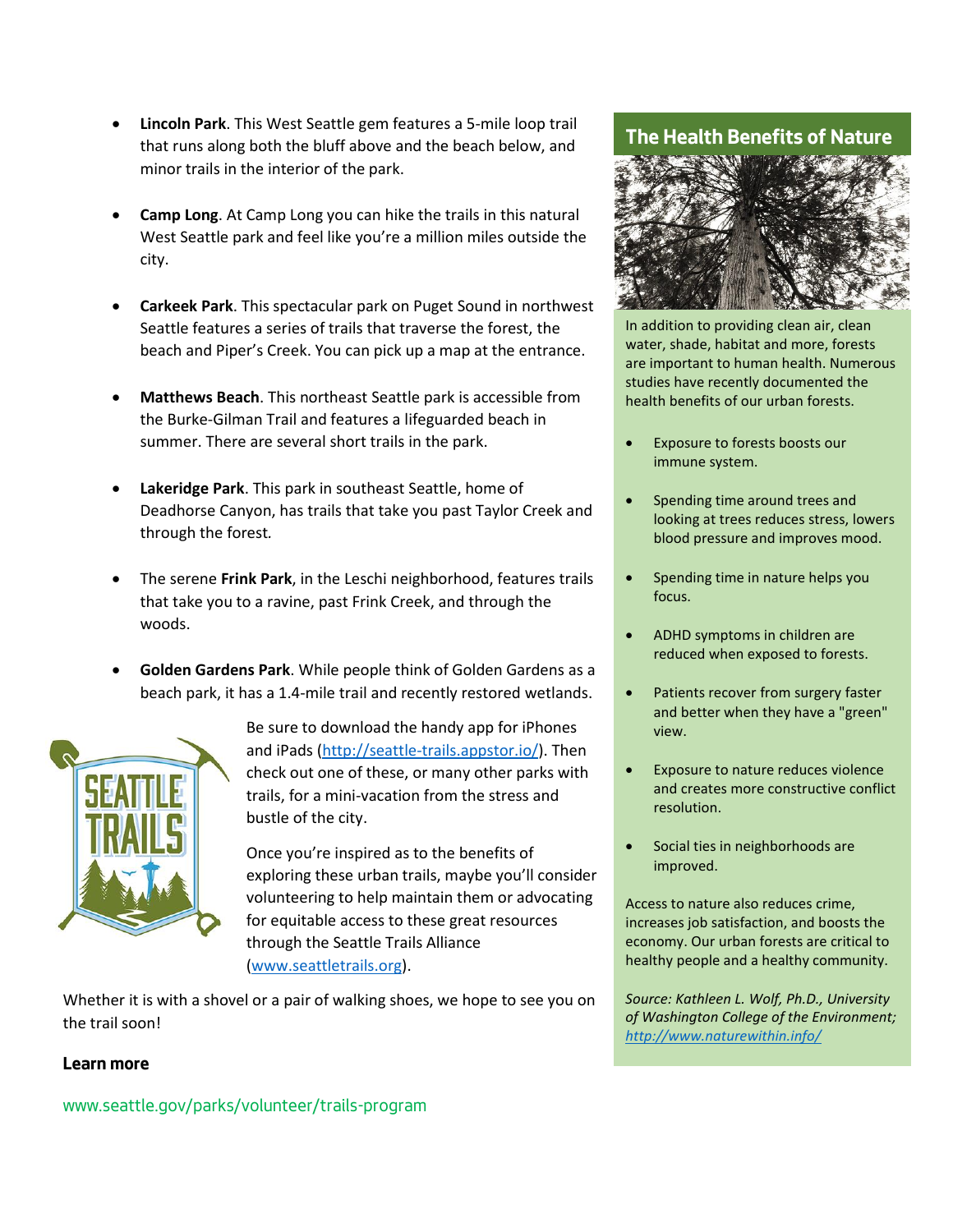- **Lincoln Park**. This West Seattle gem features a 5-mile loop trail that runs along both the bluff above and the beach below, and minor trails in the interior of the park.

- **Camp Long**. At Camp Long you can hike the trails in this natural West Seattle park and feel like you're a million miles outside the city.

- **Carkeek Park**. This spectacular park on Puget Sound in northwest Seattle features a series of trails that traverse the forest, the beach and Piper's Creek. You can pick up a map at the entrance.

- **Matthews Beach**. This northeast Seattle park is accessible from the Burke-Gilman Trail and features a lifeguarded beach in summer. There are several short trails in the park.

- **Lakeridge Park**. This park in southeast Seattle, home of Deadhorse Canyon, has trails that take you past Taylor Creek and through the forest.

- The serene **Frink Park**, in the Leschi neighborhood, features trails that take you to a ravine, past Frink Creek, and through the woods.

- **Golden Gardens Park**. While people think of Golden Gardens as a beach park, it has a 1.4-mile trail and recently restored wetlands.

Be sure to download the handy app for iPhones and iPads (http://seattle-trails.appstor.io/). Then check out one of these, or many other parks with trails, for a mini-vacation from the stress and bustle of the city.

Once you're inspired as to the benefits of exploring these urban trails, maybe you'll consider volunteering to help maintain them or advocating for equitable access to these great resources through the Seattle Trails Alliance (www.seattletrails.org).

Whether it is with a shovel or a pair of walking shoes, we hope to see you on the trail soon!

**Learn more**

www.seattle.gov/parks/volunteer/trails-program

## The Health Benefits of Nature

In addition to providing clean air, clean water, shade, habitat and more, forests are important to human health. Numerous studies have recently documented the health benefits of our urban forests.

- Exposure to forests boosts our immune system.
- Spending time around trees and looking at trees reduces stress, lowers blood pressure and improves mood.
- Spending time in nature helps you focus.
- ADHD symptoms in children are reduced when exposed to forests.
- Patients recover from surgery faster and better when they have a "green" view.
- Exposure to nature reduces violence and creates more constructive conflict resolution.
- Social ties in neighborhoods are improved.

Access to nature also reduces crime, increases job satisfaction, and boosts the economy. Our urban forests are critical to healthy people and a healthy community.

*Source: Kathleen L. Wolf, Ph.D., University of Washington College of the Environment; http://www.naturewithin.info/*